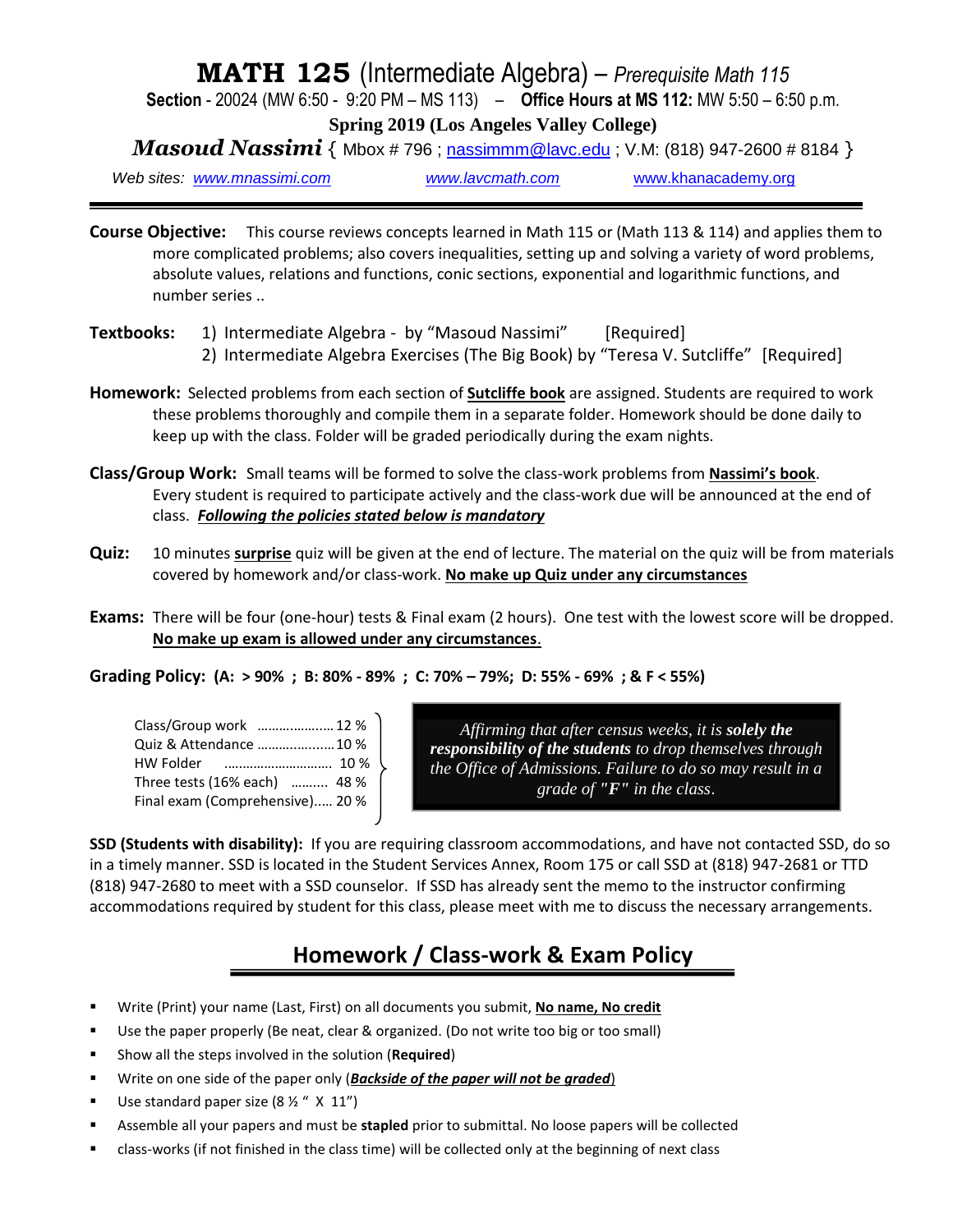# MATH 125 (Intermediate Algebra) – *Prerequisite Math 115*

**Section** - 20024 (MW 6:50 - 9:20 PM – MS 113) – **Office Hours at MS 112:** MW 5:50 – 6:50 p.m.

**Spring 2019 (Los Angeles Valley College)**

***Masoud Nassimi*** { Mbox # 796 ; nassimmm@lavc.edu ; V.M: (818) 947-2600 # 8184 }

*Web sites:* *www.mnassimi.com* *www.lavcmath.com* www.khanacademy.org

---

**Course Objective:** This course reviews concepts learned in Math 115 or (Math 113 & 114) and applies them to more complicated problems; also covers inequalities, setting up and solving a variety of word problems, absolute values, relations and functions, conic sections, exponential and logarithmic functions, and number series ..

**Textbooks:**
1) Intermediate Algebra - by "Masoud Nassimi" [Required]
2) Intermediate Algebra Exercises (The Big Book) by "Teresa V. Sutcliffe" [Required]

**Homework:** Selected problems from each section of **Sutcliffe book** are assigned. Students are required to work these problems thoroughly and compile them in a separate folder. Homework should be done daily to keep up with the class. Folder will be graded periodically during the exam nights.

**Class/Group Work:** Small teams will be formed to solve the class-work problems from **Nassimi's book**. Every student is required to participate actively and the class-work due will be announced at the end of class. ***Following the policies stated below is mandatory***

**Quiz:** 10 minutes **surprise** quiz will be given at the end of lecture. The material on the quiz will be from materials covered by homework and/or class-work. **No make up Quiz under any circumstances**

**Exams:** There will be four (one-hour) tests & Final exam (2 hours). One test with the lowest score will be dropped. **No make up exam is allowed under any circumstances**.

**Grading Policy: (A: > 90% ; B: 80% - 89% ; C: 70% – 79%; D: 55% - 69% ; & F < 55%)**

| | |
|---|---|
| Class/Group work | 12 % |
| Quiz & Attendance | 10 % |
| HW Folder | 10 % |
| Three tests (16% each) | 48 % |
| Final exam (Comprehensive) | 20 % |

*Affirming that after census weeks, it is **solely the responsibility of the students** to drop themselves through the Office of Admissions. Failure to do so may result in a grade of **"F"** in the class.*

**SSD (Students with disability):** If you are requiring classroom accommodations, and have not contacted SSD, do so in a timely manner. SSD is located in the Student Services Annex, Room 175 or call SSD at (818) 947-2681 or TTD (818) 947-2680 to meet with a SSD counselor. If SSD has already sent the memo to the instructor confirming accommodations required by student for this class, please meet with me to discuss the necessary arrangements.

## Homework / Class-work & Exam Policy

- Write (Print) your name (Last, First) on all documents you submit, **No name, No credit**
- Use the paper properly (Be neat, clear & organized. (Do not write too big or too small)
- Show all the steps involved in the solution (**Required**)
- Write on one side of the paper only (***Backside of the paper will not be graded***)
- Use standard paper size (8 ½ " X 11")
- Assemble all your papers and must be **stapled** prior to submittal. No loose papers will be collected
- class-works (if not finished in the class time) will be collected only at the beginning of next class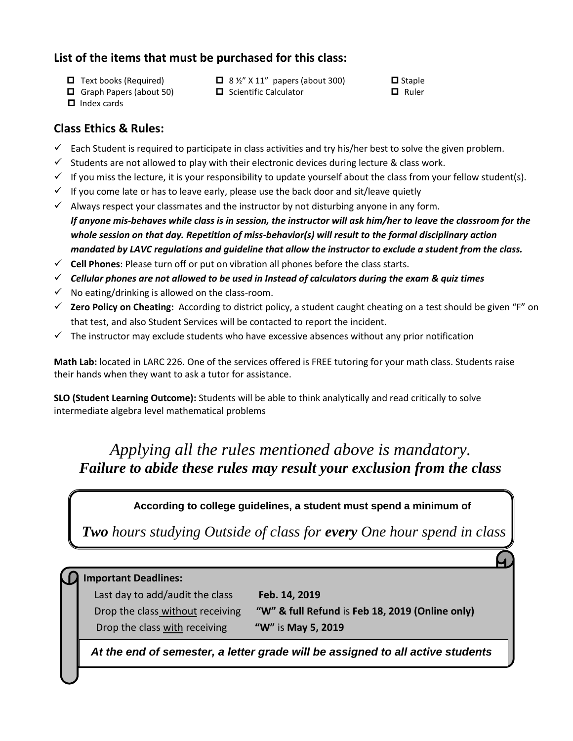## List of the items that must be purchased for this class:

- ☐ Text books (Required)
- ☐ Graph Papers (about 50)
- ☐ Index cards
- ☐ 8 ½" X 11" papers (about 300)
- ☐ Scientific Calculator
- ☐ Staple
- ☐ Ruler

## Class Ethics & Rules:

- ✓ Each Student is required to participate in class activities and try his/her best to solve the given problem.
- ✓ Students are not allowed to play with their electronic devices during lecture & class work.
- ✓ If you miss the lecture, it is your responsibility to update yourself about the class from your fellow student(s).
- ✓ If you come late or has to leave early, please use the back door and sit/leave quietly
- ✓ Always respect your classmates and the instructor by not disturbing anyone in any form. ***If anyone mis-behaves while class is in session, the instructor will ask him/her to leave the classroom for the whole session on that day. Repetition of miss-behavior(s) will result to the formal disciplinary action mandated by LAVC regulations and guideline that allow the instructor to exclude a student from the class.***
- ✓ **Cell Phones**: Please turn off or put on vibration all phones before the class starts.
- ✓ ***Cellular phones are not allowed to be used in Instead of calculators during the exam & quiz times***
- ✓ No eating/drinking is allowed on the class-room.
- ✓ **Zero Policy on Cheating:** According to district policy, a student caught cheating on a test should be given "F" on that test, and also Student Services will be contacted to report the incident.
- ✓ The instructor may exclude students who have excessive absences without any prior notification

**Math Lab:** located in LARC 226. One of the services offered is FREE tutoring for your math class. Students raise their hands when they want to ask a tutor for assistance.

**SLO (Student Learning Outcome):** Students will be able to think analytically and read critically to solve intermediate algebra level mathematical problems

*Applying all the rules mentioned above is mandatory.*
***Failure to abide these rules may result your exclusion from the class***

**According to college guidelines, a student must spend a minimum of**

***Two** hours studying Outside of class for **every** One hour spend in class*

**Important Deadlines:**

Last day to add/audit the class **Feb. 14, 2019**

Drop the class without receiving **"W" & full Refund** is **Feb 18, 2019 (Online only)**

Drop the class with receiving **"W"** is **May 5, 2019**

***At the end of semester, a letter grade will be assigned to all active students***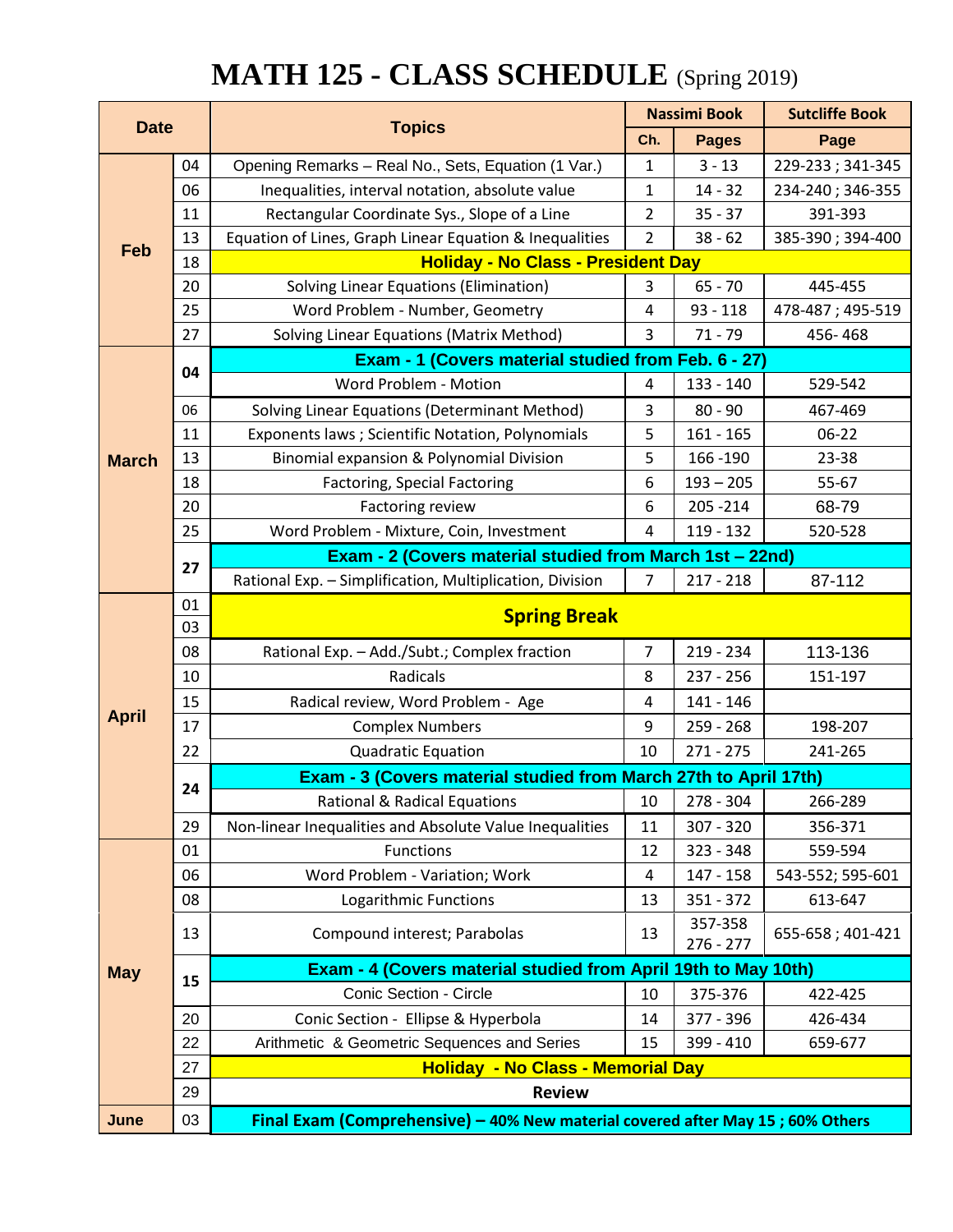# MATH 125 - CLASS SCHEDULE (Spring 2019)

| Date | | Topics | Nassimi Book | | Sutcliffe Book |
|---|---|---|---|---|---|
| | | | Ch. | Pages | Page |
| Feb | 04 | Opening Remarks – Real No., Sets, Equation (1 Var.) | 1 | 3 - 13 | 229-233 ; 341-345 |
| | 06 | Inequalities, interval notation, absolute value | 1 | 14 - 32 | 234-240 ; 346-355 |
| | 11 | Rectangular Coordinate Sys., Slope of a Line | 2 | 35 - 37 | 391-393 |
| | 13 | Equation of Lines, Graph Linear Equation & Inequalities | 2 | 38 - 62 | 385-390 ; 394-400 |
| | 18 | **Holiday - No Class - President Day** | | | |
| | 20 | Solving Linear Equations (Elimination) | 3 | 65 - 70 | 445-455 |
| | 25 | Word Problem - Number, Geometry | 4 | 93 - 118 | 478-487 ; 495-519 |
| | 27 | Solving Linear Equations (Matrix Method) | 3 | 71 - 79 | 456- 468 |
| March | 04 | **Exam - 1 (Covers material studied from Feb. 6 - 27)** | | | |
| | | Word Problem - Motion | 4 | 133 - 140 | 529-542 |
| | 06 | Solving Linear Equations (Determinant Method) | 3 | 80 - 90 | 467-469 |
| | 11 | Exponents laws ; Scientific Notation, Polynomials | 5 | 161 - 165 | 06-22 |
| | 13 | Binomial expansion & Polynomial Division | 5 | 166 -190 | 23-38 |
| | 18 | Factoring, Special Factoring | 6 | 193 – 205 | 55-67 |
| | 20 | Factoring review | 6 | 205 -214 | 68-79 |
| | 25 | Word Problem - Mixture, Coin, Investment | 4 | 119 - 132 | 520-528 |
| | 27 | **Exam - 2 (Covers material studied from March 1st – 22nd)** | | | |
| | | Rational Exp. – Simplification, Multiplication, Division | 7 | 217 - 218 | 87-112 |
| April | 01 | **Spring Break** | | | |
| | 03 | | | | |
| | 08 | Rational Exp. – Add./Subt.; Complex fraction | 7 | 219 - 234 | 113-136 |
| | 10 | Radicals | 8 | 237 - 256 | 151-197 |
| | 15 | Radical review, Word Problem - Age | 4 | 141 - 146 | |
| | 17 | Complex Numbers | 9 | 259 - 268 | 198-207 |
| | 22 | Quadratic Equation | 10 | 271 - 275 | 241-265 |
| | 24 | **Exam - 3 (Covers material studied from March 27th to April 17th)** | | | |
| | | Rational & Radical Equations | 10 | 278 - 304 | 266-289 |
| | 29 | Non-linear Inequalities and Absolute Value Inequalities | 11 | 307 - 320 | 356-371 |
| May | 01 | Functions | 12 | 323 - 348 | 559-594 |
| | 06 | Word Problem - Variation; Work | 4 | 147 - 158 | 543-552; 595-601 |
| | 08 | Logarithmic Functions | 13 | 351 - 372 | 613-647 |
| | 13 | Compound interest; Parabolas | 13 | 357-358<br>276 - 277 | 655-658 ; 401-421 |
| | 15 | **Exam - 4 (Covers material studied from April 19th to May 10th)** | | | |
| | | Conic Section - Circle | 10 | 375-376 | 422-425 |
| | 20 | Conic Section - Ellipse & Hyperbola | 14 | 377 - 396 | 426-434 |
| | 22 | Arithmetic & Geometric Sequences and Series | 15 | 399 - 410 | 659-677 |
| | 27 | **Holiday - No Class - Memorial Day** | | | |
| | 29 | **Review** | | | |
| June | 03 | **Final Exam (Comprehensive) – 40% New material covered after May 15 ; 60% Others** | | | |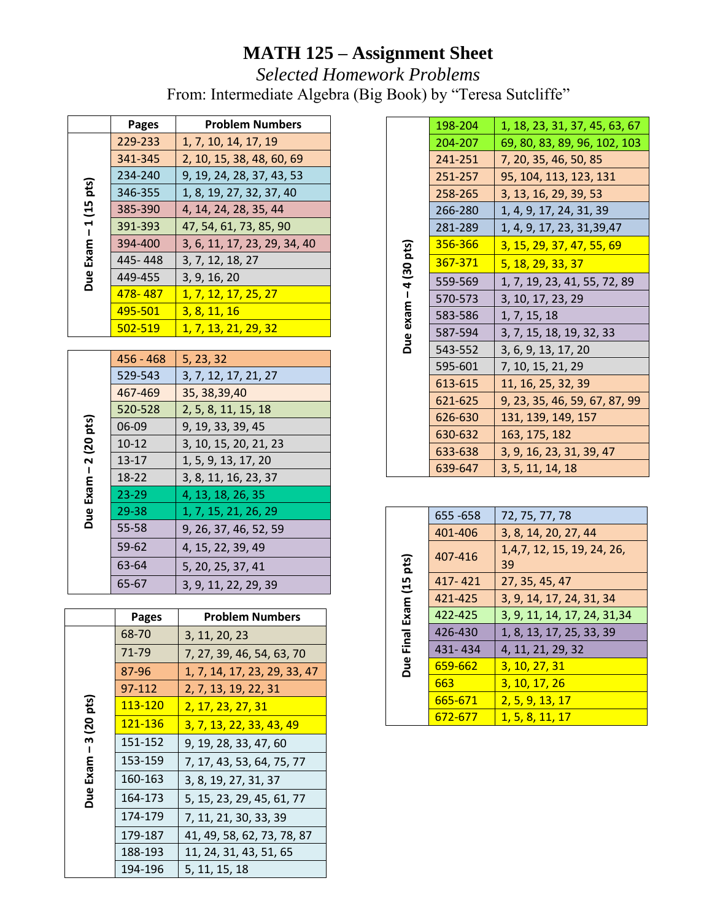# MATH 125 – Assignment Sheet

*Selected Homework Problems*

From: Intermediate Algebra (Big Book) by "Teresa Sutcliffe"

| | Pages | Problem Numbers |
|---|---|---|
| Due Exam – 1 (15 pts) | 229-233 | 1, 7, 10, 14, 17, 19 |
| | 341-345 | 2, 10, 15, 38, 48, 60, 69 |
| | 234-240 | 9, 19, 24, 28, 37, 43, 53 |
| | 346-355 | 1, 8, 19, 27, 32, 37, 40 |
| | 385-390 | 4, 14, 24, 28, 35, 44 |
| | 391-393 | 47, 54, 61, 73, 85, 90 |
| | 394-400 | 3, 6, 11, 17, 23, 29, 34, 40 |
| | 445- 448 | 3, 7, 12, 18, 27 |
| | 449-455 | 3, 9, 16, 20 |
| | 478- 487 | 1, 7, 12, 17, 25, 27 |
| | 495-501 | 3, 8, 11, 16 |
| | 502-519 | 1, 7, 13, 21, 29, 32 |

| | | |
|---|---|---|
| Due Exam – 2 (20 pts) | 456 - 468 | 5, 23, 32 |
| | 529-543 | 3, 7, 12, 17, 21, 27 |
| | 467-469 | 35, 38,39,40 |
| | 520-528 | 2, 5, 8, 11, 15, 18 |
| | 06-09 | 9, 19, 33, 39, 45 |
| | 10-12 | 3, 10, 15, 20, 21, 23 |
| | 13-17 | 1, 5, 9, 13, 17, 20 |
| | 18-22 | 3, 8, 11, 16, 23, 37 |
| | 23-29 | 4, 13, 18, 26, 35 |
| | 29-38 | 1, 7, 15, 21, 26, 29 |
| | 55-58 | 9, 26, 37, 46, 52, 59 |
| | 59-62 | 4, 15, 22, 39, 49 |
| | 63-64 | 5, 20, 25, 37, 41 |
| | 65-67 | 3, 9, 11, 22, 29, 39 |

| | Pages | Problem Numbers |
|---|---|---|
| Due Exam – 3 (20 pts) | 68-70 | 3, 11, 20, 23 |
| | 71-79 | 7, 27, 39, 46, 54, 63, 70 |
| | 87-96 | 1, 7, 14, 17, 23, 29, 33, 47 |
| | 97-112 | 2, 7, 13, 19, 22, 31 |
| | 113-120 | 2, 17, 23, 27, 31 |
| | 121-136 | 3, 7, 13, 22, 33, 43, 49 |
| | 151-152 | 9, 19, 28, 33, 47, 60 |
| | 153-159 | 7, 17, 43, 53, 64, 75, 77 |
| | 160-163 | 3, 8, 19, 27, 31, 37 |
| | 164-173 | 5, 15, 23, 29, 45, 61, 77 |
| | 174-179 | 7, 11, 21, 30, 33, 39 |
| | 179-187 | 41, 49, 58, 62, 73, 78, 87 |
| | 188-193 | 11, 24, 31, 43, 51, 65 |
| | 194-196 | 5, 11, 15, 18 |

| | | |
|---|---|---|
| Due exam – 4 (30 pts) | 198-204 | 1, 18, 23, 31, 37, 45, 63, 67 |
| | 204-207 | 69, 80, 83, 89, 96, 102, 103 |
| | 241-251 | 7, 20, 35, 46, 50, 85 |
| | 251-257 | 95, 104, 113, 123, 131 |
| | 258-265 | 3, 13, 16, 29, 39, 53 |
| | 266-280 | 1, 4, 9, 17, 24, 31, 39 |
| | 281-289 | 1, 4, 9, 17, 23, 31,39,47 |
| | 356-366 | 3, 15, 29, 37, 47, 55, 69 |
| | 367-371 | 5, 18, 29, 33, 37 |
| | 559-569 | 1, 7, 19, 23, 41, 55, 72, 89 |
| | 570-573 | 3, 10, 17, 23, 29 |
| | 583-586 | 1, 7, 15, 18 |
| | 587-594 | 3, 7, 15, 18, 19, 32, 33 |
| | 543-552 | 3, 6, 9, 13, 17, 20 |
| | 595-601 | 7, 10, 15, 21, 29 |
| | 613-615 | 11, 16, 25, 32, 39 |
| | 621-625 | 9, 23, 35, 46, 59, 67, 87, 99 |
| | 626-630 | 131, 139, 149, 157 |
| | 630-632 | 163, 175, 182 |
| | 633-638 | 3, 9, 16, 23, 31, 39, 47 |
| | 639-647 | 3, 5, 11, 14, 18 |

| | | |
|---|---|---|
| Due Final Exam (15 pts) | 655 -658 | 72, 75, 77, 78 |
| | 401-406 | 3, 8, 14, 20, 27, 44 |
| | 407-416 | 1,4,7, 12, 15, 19, 24, 26, 39 |
| | 417- 421 | 27, 35, 45, 47 |
| | 421-425 | 3, 9, 14, 17, 24, 31, 34 |
| | 422-425 | 3, 9, 11, 14, 17, 24, 31,34 |
| | 426-430 | 1, 8, 13, 17, 25, 33, 39 |
| | 431- 434 | 4, 11, 21, 29, 32 |
| | 659-662 | 3, 10, 27, 31 |
| | 663 | 3, 10, 17, 26 |
| | 665-671 | 2, 5, 9, 13, 17 |
| | 672-677 | 1, 5, 8, 11, 17 |